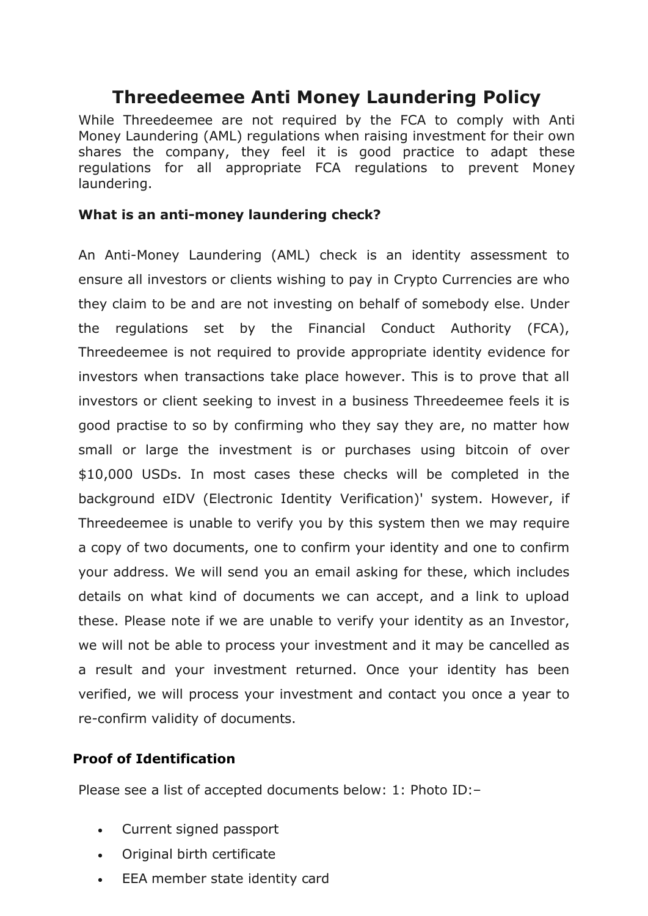# Threedeemee Anti Money Laundering Policy

While Threedeemee are not required by the FCA to comply with Anti Money Laundering (AML) regulations when raising investment for their own shares the company, they feel it is good practice to adapt these regulations for all appropriate FCA regulations to prevent Money laundering.

### What is an anti-money laundering check?

An Anti-Money Laundering (AML) check is an identity assessment to ensure all investors or clients wishing to pay in Crypto Currencies are who they claim to be and are not investing on behalf of somebody else. Under the regulations set by the Financial Conduct Authority (FCA), Threedeemee is not required to provide appropriate identity evidence for investors when transactions take place however. This is to prove that all investors or client seeking to invest in a business Threedeemee feels it is good practise to so by confirming who they say they are, no matter how small or large the investment is or purchases using bitcoin of over $10,000 USDs. In most cases these checks will be completed in the background eIDV (Electronic Identity Verification)' system. However, if Threedeemee is unable to verify you by this system then we may require a copy of two documents, one to confirm your identity and one to confirm your address. We will send you an email asking for these, which includes details on what kind of documents we can accept, and a link to upload these. Please note if we are unable to verify your identity as an Investor, we will not be able to process your investment and it may be cancelled as a result and your investment returned. Once your identity has been verified, we will process your investment and contact you once a year to re-confirm validity of documents.

### Proof of Identification

Please see a list of accepted documents below: 1: Photo ID:–

- Current signed passport
- Original birth certificate
- EEA member state identity card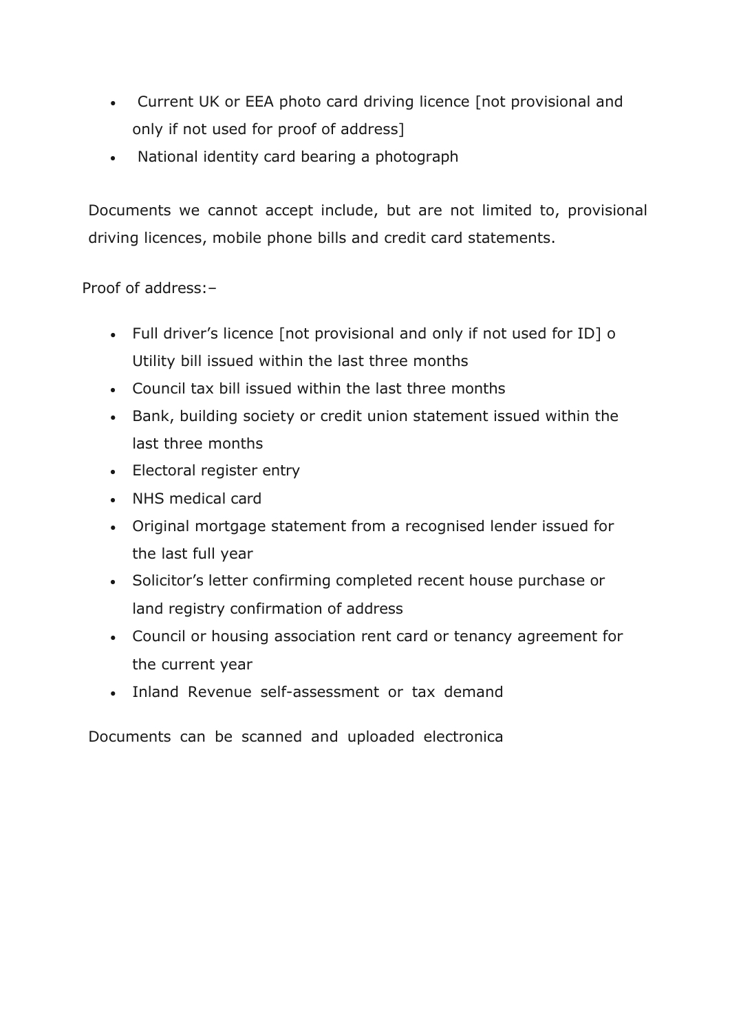- Current UK or EEA photo card driving licence [not provisional and only if not used for proof of address]
- National identity card bearing a photograph

Documents we cannot accept include, but are not limited to, provisional driving licences, mobile phone bills and credit card statements.

Proof of address:–

- Full driver's licence [not provisional and only if not used for ID] o Utility bill issued within the last three months
- Council tax bill issued within the last three months
- Bank, building society or credit union statement issued within the last three months
- Electoral register entry
- NHS medical card
- Original mortgage statement from a recognised lender issued for the last full year
- Solicitor's letter confirming completed recent house purchase or land registry confirmation of address
- Council or housing association rent card or tenancy agreement for the current year
- Inland Revenue self-assessment or tax demand

Documents can be scanned and uploaded electronica